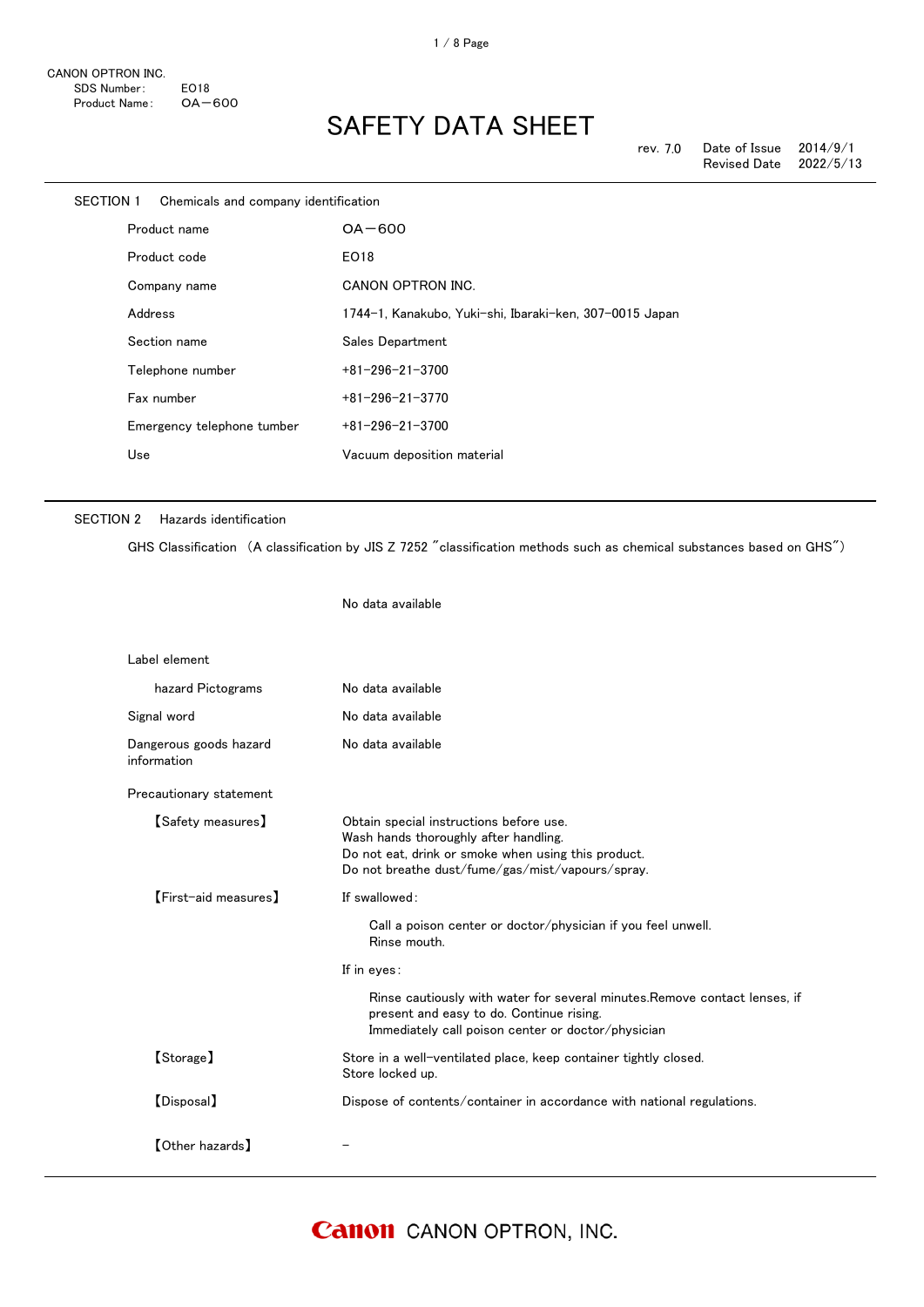CANON OPTRON INC.
SDS Number: EO18
Product Name: OA−600

# SAFETY DATA SHEET

rev. 7.0 Date of Issue 2014/9/1
Revised Date 2022/5/13

## SECTION 1 Chemicals and company identification

| | |
|---|---|
| Product name | OA−600 |
| Product code | EO18 |
| Company name | CANON OPTRON INC. |
| Address | 1744−1, Kanakubo, Yuki−shi, Ibaraki−ken, 307−0015 Japan |
| Section name | Sales Department |
| Telephone number | +81−296−21−3700 |
| Fax number | +81−296−21−3770 |
| Emergency telephone tumber | +81−296−21−3700 |
| Use | Vacuum deposition material |

## SECTION 2 Hazards identification

GHS Classification （A classification by JIS Z 7252 "classification methods such as chemical substances based on GHS"）

No data available

Label element

| | |
|---|---|
| hazard Pictograms | No data available |
| Signal word | No data available |
| Dangerous goods hazard information | No data available |

Precautionary statement

【Safety measures】
Obtain special instructions before use.
Wash hands thoroughly after handling.
Do not eat, drink or smoke when using this product.
Do not breathe dust/fume/gas/mist/vapours/spray.

【First−aid measures】
If swallowed:

Call a poison center or doctor/physician if you feel unwell.
Rinse mouth.

If in eyes:

Rinse cautiously with water for several minutes.Remove contact lenses, if present and easy to do. Continue rising.
Immediately call poison center or doctor/physician

【Storage】
Store in a well−ventilated place, keep container tightly closed.
Store locked up.

【Disposal】
Dispose of contents/container in accordance with national regulations.

【Other hazards】
−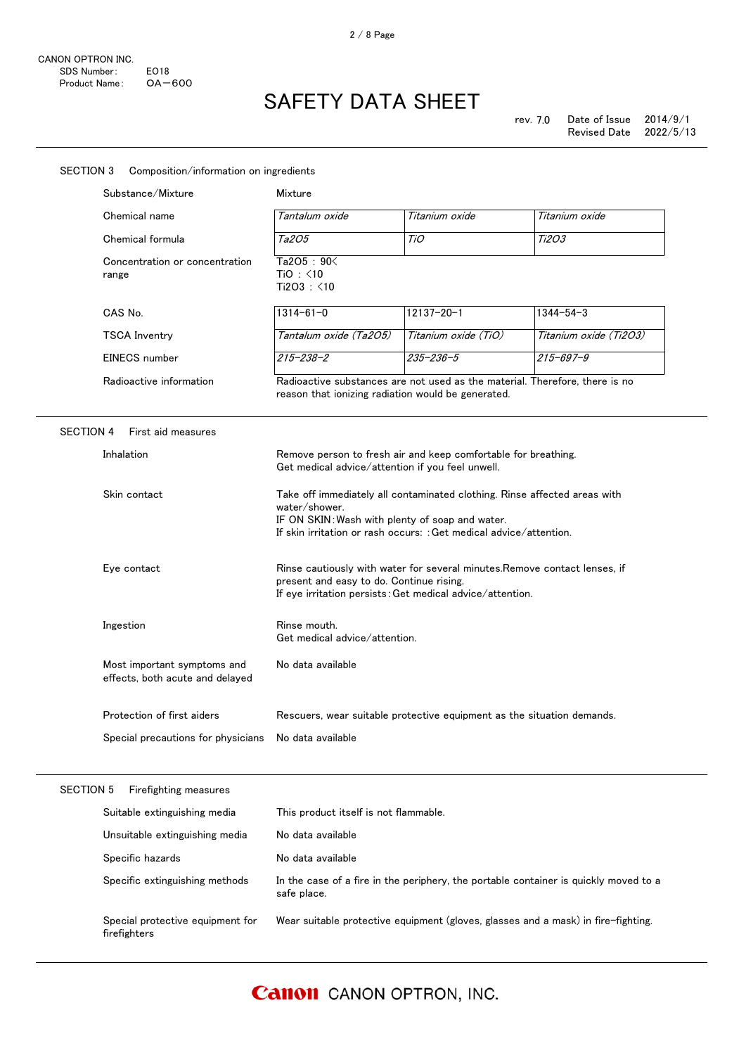## SECTION 3 Composition/information on ingredients

| | | | |
|---|---|---|---|
| Substance/Mixture | Mixture | | |
| Chemical name | *Tantalum oxide* | *Titanium oxide* | *Titanium oxide* |
| Chemical formula | *$Ta_2O_5$* | *TiO* | *$Ti_2O_3$* |
| Concentration or concentration range | $Ta_2O_5$ : 90<<br>TiO : <10<br>$Ti_2O_3$ : <10 | | |
| CAS No. | 1314-61-0 | 12137-20-1 | 1344-54-3 |
| TSCA Inventry | *Tantalum oxide ($Ta_2O_5$)* | *Titanium oxide (TiO)* | *Titanium oxide ($Ti_2O_3$)* |
| EINECS number | *215-238-2* | *235-236-5* | *215-697-9* |
| Radioactive information | Radioactive substances are not used as the material. Therefore, there is no reason that ionizing radiation would be generated. | | |

## SECTION 4 First aid measures

| | |
|---|---|
| Inhalation | Remove person to fresh air and keep comfortable for breathing.<br>Get medical advice/attention if you feel unwell. |
| Skin contact | Take off immediately all contaminated clothing. Rinse affected areas with water/shower.<br>IF ON SKIN：Wash with plenty of soap and water.<br>If skin irritation or rash occurs: ：Get medical advice/attention. |
| Eye contact | Rinse cautiously with water for several minutes.Remove contact lenses, if present and easy to do. Continue rising.<br>If eye irritation persists：Get medical advice/attention. |
| Ingestion | Rinse mouth.<br>Get medical advice/attention. |
| Most important symptoms and effects, both acute and delayed | No data available |
| Protection of first aiders | Rescuers, wear suitable protective equipment as the situation demands. |
| Special precautions for physicians | No data available |

## SECTION 5 Firefighting measures

| | |
|---|---|
| Suitable extinguishing media | This product itself is not flammable. |
| Unsuitable extinguishing media | No data available |
| Specific hazards | No data available |
| Specific extinguishing methods | In the case of a fire in the periphery, the portable container is quickly moved to a safe place. |
| Special protective equipment for firefighters | Wear suitable protective equipment (gloves, glasses and a mask) in fire-fighting. |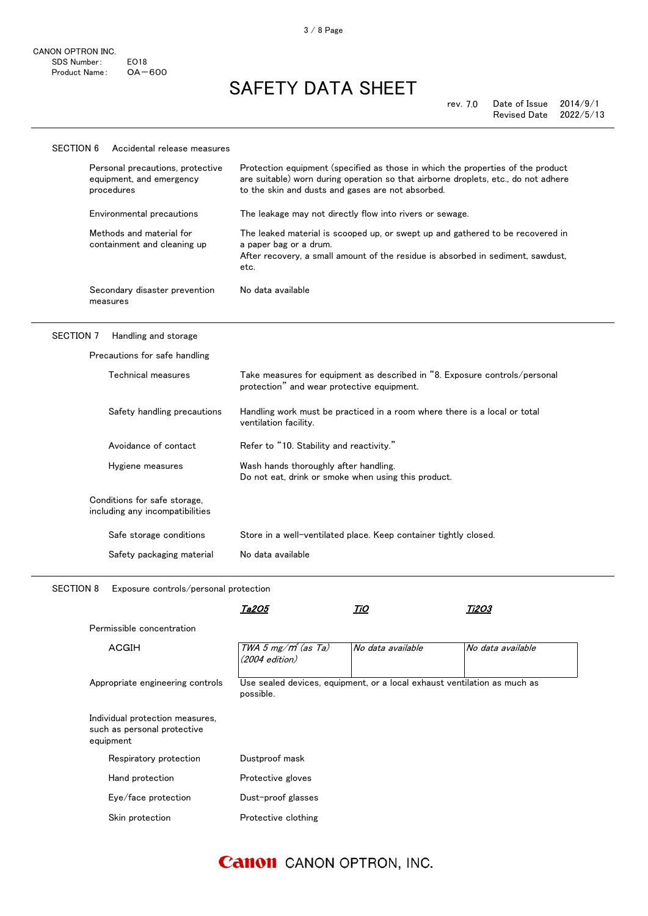CANON OPTRON INC.
SDS Number: EO18
Product Name: OA−600

# SAFETY DATA SHEET

rev. 7.0 Date of Issue 2014/9/1
Revised Date 2022/5/13

## SECTION 6 Accidental release measures

| | |
|---|---|
| Personal precautions, protective equipment, and emergency procedures | Protection equipment (specified as those in which the properties of the product are suitable) worn during operation so that airborne droplets, etc., do not adhere to the skin and dusts and gases are not absorbed. |
| Environmental precautions | The leakage may not directly flow into rivers or sewage. |
| Methods and material for containment and cleaning up | The leaked material is scooped up, or swept up and gathered to be recovered in a paper bag or a drum. After recovery, a small amount of the residue is absorbed in sediment, sawdust, etc. |
| Secondary disaster prevention measures | No data available |

## SECTION 7 Handling and storage

Precautions for safe handling

| | |
|---|---|
| Technical measures | Take measures for equipment as described in "8. Exposure controls/personal protection" and wear protective equipment. |
| Safety handling precautions | Handling work must be practiced in a room where there is a local or total ventilation facility. |
| Avoidance of contact | Refer to "10. Stability and reactivity." |
| Hygiene measures | Wash hands thoroughly after handling. Do not eat, drink or smoke when using this product. |

Conditions for safe storage, including any incompatibilities

| | |
|---|---|
| Safe storage conditions | Store in a well-ventilated place. Keep container tightly closed. |
| Safety packaging material | No data available |

## SECTION 8 Exposure controls/personal protection

| | *$Ta_2O_5$* | *TiO* | *$Ti_2O_3$* |
|---|---|---|---|
| Permissible concentration | | | |
| ACGIH | *TWA 5 mg/m³ (as Ta) (2004 edition)* | *No data available* | *No data available* |

| | |
|---|---|
| Appropriate engineering controls | Use sealed devices, equipment, or a local exhaust ventilation as much as possible. |

Individual protection measures, such as personal protective equipment

| | |
|---|---|
| Respiratory protection | Dustproof mask |
| Hand protection | Protective gloves |
| Eye/face protection | Dust-proof glasses |
| Skin protection | Protective clothing |

Canon CANON OPTRON, INC.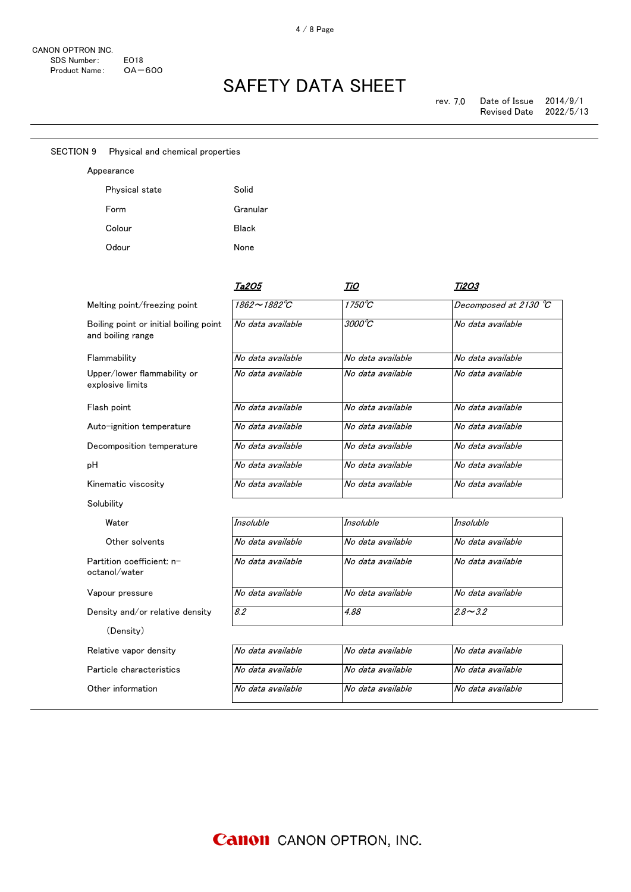CANON OPTRON INC.
SDS Number: EO18
Product Name: OA－600

# SAFETY DATA SHEET

rev. 7.0 Date of Issue 2014/9/1
Revised Date 2022/5/13

## SECTION 9 Physical and chemical properties

### Appearance

| | |
|---|---|
| Physical state | Solid |
| Form | Granular |
| Colour | Black |
| Odour | None |

| | *$Ta_2O_5$* | *TiO* | *$Ti_2O_3$* |
|---|---|---|---|
| Melting point/freezing point | *1862～1882℃* | *1750℃* | *Decomposed at 2130 ℃* |
| Boiling point or initial boiling point and boiling range | *No data available* | *3000℃* | *No data available* |
| Flammability | *No data available* | *No data available* | *No data available* |
| Upper/lower flammability or explosive limits | *No data available* | *No data available* | *No data available* |
| Flash point | *No data available* | *No data available* | *No data available* |
| Auto-ignition temperature | *No data available* | *No data available* | *No data available* |
| Decomposition temperature | *No data available* | *No data available* | *No data available* |
| pH | *No data available* | *No data available* | *No data available* |
| Kinematic viscosity | *No data available* | *No data available* | *No data available* |
| Solubility | | | |
| Water | *Insoluble* | *Insoluble* | *Insoluble* |
| Other solvents | *No data available* | *No data available* | *No data available* |
| Partition coefficient: n-octanol/water | *No data available* | *No data available* | *No data available* |
| Vapour pressure | *No data available* | *No data available* | *No data available* |
| Density and/or relative density (Density) | *8.2* | *4.88* | *2.8～3.2* |
| Relative vapor density | *No data available* | *No data available* | *No data available* |
| Particle characteristics | *No data available* | *No data available* | *No data available* |
| Other information | *No data available* | *No data available* | *No data available* |

Canon CANON OPTRON, INC.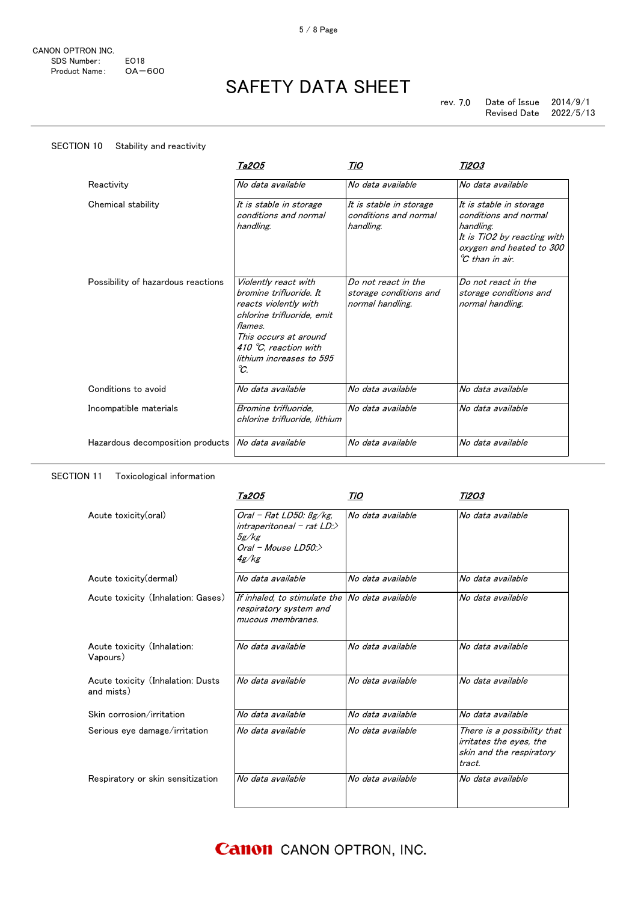CANON OPTRON INC.
SDS Number: EO18
Product Name: OA－600

# SAFETY DATA SHEET

rev. 7.0 Date of Issue 2014/9/1
Revised Date 2022/5/13

## SECTION 10 Stability and reactivity

| | $Ta_2O_5$ | TiO | $Ti_2O_3$ |
|---|---|---|---|
| Reactivity | *No data available* | *No data available* | *No data available* |
| Chemical stability | *It is stable in storage conditions and normal handling.* | *It is stable in storage conditions and normal handling.* | *It is stable in storage conditions and normal handling. It is $TiO_2$ by reacting with oxygen and heated to 300 ℃ than in air.* |
| Possibility of hazardous reactions | *Violently react with bromine trifluoride. It reacts violently with chlorine trifluoride, emit flames. This occurs at around 410 ℃, reaction with lithium increases to 595 ℃.* | *Do not react in the storage conditions and normal handling.* | *Do not react in the storage conditions and normal handling.* |
| Conditions to avoid | *No data available* | *No data available* | *No data available* |
| Incompatible materials | *Bromine trifluoride, chlorine trifluoride, lithium* | *No data available* | *No data available* |
| Hazardous decomposition products | *No data available* | *No data available* | *No data available* |

## SECTION 11 Toxicological information

| | $Ta_2O_5$ | TiO | $Ti_2O_3$ |
|---|---|---|---|
| Acute toxicity(oral) | *Oral − Rat LD50: 8g/kg, intraperitoneal − rat LD:> 5g/kg Oral − Mouse LD50:> 4g/kg* | *No data available* | *No data available* |
| Acute toxicity(dermal) | *No data available* | *No data available* | *No data available* |
| Acute toxicity (Inhalation: Gases) | *If inhaled, to stimulate the respiratory system and mucous membranes.* | *No data available* | *No data available* |
| Acute toxicity (Inhalation: Vapours) | *No data available* | *No data available* | *No data available* |
| Acute toxicity (Inhalation: Dusts and mists) | *No data available* | *No data available* | *No data available* |
| Skin corrosion/irritation | *No data available* | *No data available* | *No data available* |
| Serious eye damage/irritation | *No data available* | *No data available* | *There is a possibility that irritates the eyes, the skin and the respiratory tract.* |
| Respiratory or skin sensitization | *No data available* | *No data available* | *No data available* |

Canon CANON OPTRON, INC.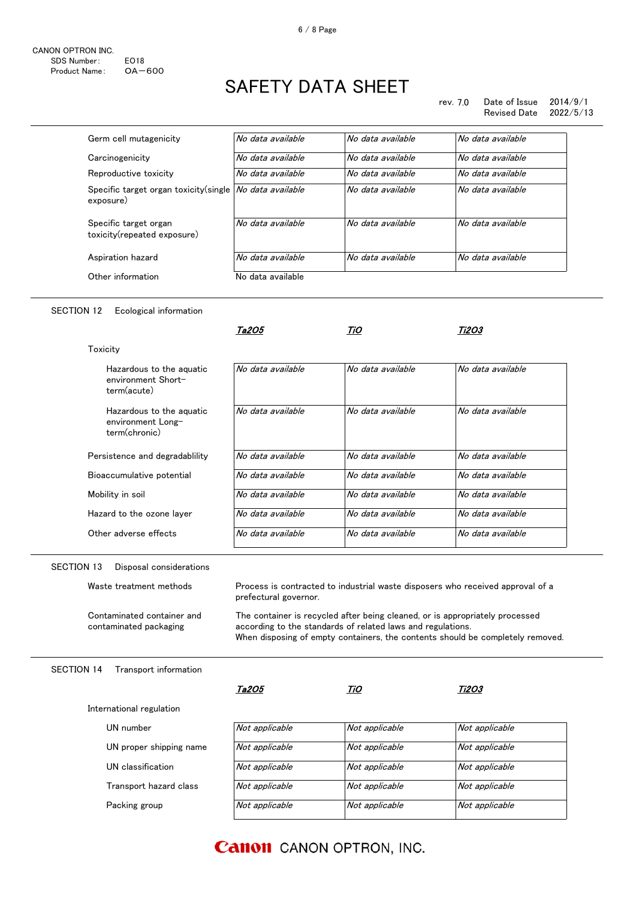CANON OPTRON INC.
SDS Number: EO18
Product Name: OA−600

# SAFETY DATA SHEET

rev. 7.0 Date of Issue 2014/9/1
Revised Date 2022/5/13

| | | | |
|---|---|---|---|
| Germ cell mutagenicity | *No data available* | *No data available* | *No data available* |
| Carcinogenicity | *No data available* | *No data available* | *No data available* |
| Reproductive toxicity | *No data available* | *No data available* | *No data available* |
| Specific target organ toxicity(single exposure) | *No data available* | *No data available* | *No data available* |
| Specific target organ toxicity(repeated exposure) | *No data available* | *No data available* | *No data available* |
| Aspiration hazard | *No data available* | *No data available* | *No data available* |
| Other information | No data available | | |

## SECTION 12 Ecological information

| | ***$Ta_2O_5$*** | ***TiO*** | ***$Ti_2O_3$*** |
|---|---|---|---|
| Toxicity | | | |
| Hazardous to the aquatic environment Short-term(acute) | *No data available* | *No data available* | *No data available* |
| Hazardous to the aquatic environment Long-term(chronic) | *No data available* | *No data available* | *No data available* |
| Persistence and degradablility | *No data available* | *No data available* | *No data available* |
| Bioaccumulative potential | *No data available* | *No data available* | *No data available* |
| Mobility in soil | *No data available* | *No data available* | *No data available* |
| Hazard to the ozone layer | *No data available* | *No data available* | *No data available* |
| Other adverse effects | *No data available* | *No data available* | *No data available* |

## SECTION 13 Disposal considerations

| | |
|---|---|
| Waste treatment methods | Process is contracted to industrial waste disposers who received approval of a prefectural governor. |
| Contaminated container and contaminated packaging | The container is recycled after being cleaned, or is appropriately processed according to the standards of related laws and regulations. When disposing of empty containers, the contents should be completely removed. |

## SECTION 14 Transport information

| | ***$Ta_2O_5$*** | ***TiO*** | ***$Ti_2O_3$*** |
|---|---|---|---|
| International regulation | | | |
| UN number | *Not applicable* | *Not applicable* | *Not applicable* |
| UN proper shipping name | *Not applicable* | *Not applicable* | *Not applicable* |
| UN classification | *Not applicable* | *Not applicable* | *Not applicable* |
| Transport hazard class | *Not applicable* | *Not applicable* | *Not applicable* |
| Packing group | *Not applicable* | *Not applicable* | *Not applicable* |

Canon CANON OPTRON, INC.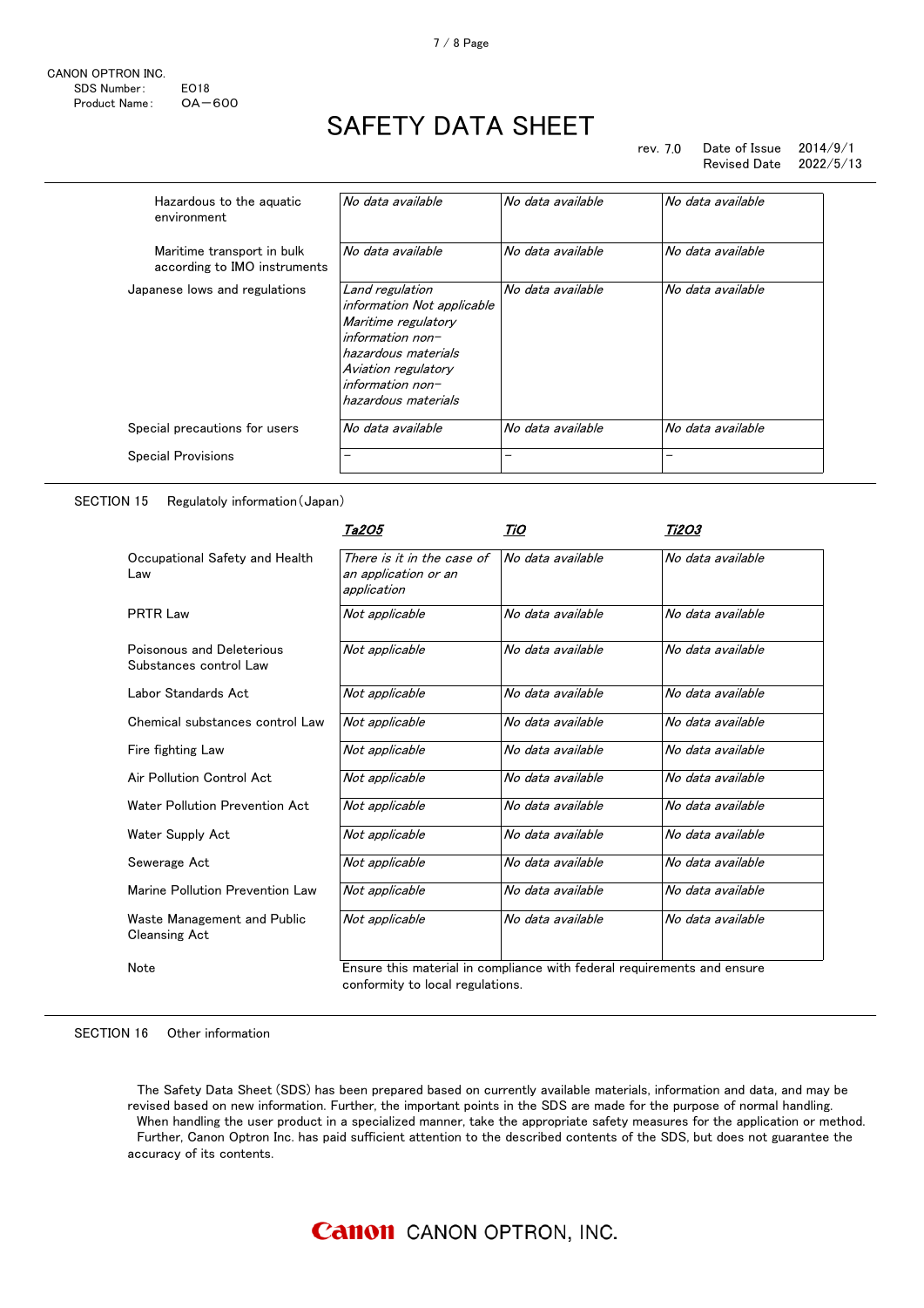CANON OPTRON INC.
SDS Number: EO18
Product Name: OA－600

# SAFETY DATA SHEET

rev. 7.0 Date of Issue 2014/9/1
Revised Date 2022/5/13

| | | | |
|---|---|---|---|
| Hazardous to the aquatic environment | *No data available* | *No data available* | *No data available* |
| Maritime transport in bulk according to IMO instruments | *No data available* | *No data available* | *No data available* |
| Japanese lows and regulations | *Land regulation information Not applicable Maritime regulatory information non-hazardous materials Aviation regulatory information non-hazardous materials* | *No data available* | *No data available* |
| Special precautions for users | *No data available* | *No data available* | *No data available* |
| Special Provisions | – | – | – |

SECTION 15 Regulatoly information（Japan）

| | ***Ta2O5*** | ***TiO*** | ***Ti2O3*** |
|---|---|---|---|
| Occupational Safety and Health Law | *There is it in the case of an application or an application* | *No data available* | *No data available* |
| PRTR Law | *Not applicable* | *No data available* | *No data available* |
| Poisonous and Deleterious Substances control Law | *Not applicable* | *No data available* | *No data available* |
| Labor Standards Act | *Not applicable* | *No data available* | *No data available* |
| Chemical substances control Law | *Not applicable* | *No data available* | *No data available* |
| Fire fighting Law | *Not applicable* | *No data available* | *No data available* |
| Air Pollution Control Act | *Not applicable* | *No data available* | *No data available* |
| Water Pollution Prevention Act | *Not applicable* | *No data available* | *No data available* |
| Water Supply Act | *Not applicable* | *No data available* | *No data available* |
| Sewerage Act | *Not applicable* | *No data available* | *No data available* |
| Marine Pollution Prevention Law | *Not applicable* | *No data available* | *No data available* |
| Waste Management and Public Cleansing Act | *Not applicable* | *No data available* | *No data available* |

Note: Ensure this material in compliance with federal requirements and ensure conformity to local regulations.

SECTION 16 Other information

The Safety Data Sheet (SDS) has been prepared based on currently available materials, information and data, and may be revised based on new information. Further, the important points in the SDS are made for the purpose of normal handling.
When handling the user product in a specialized manner, take the appropriate safety measures for the application or method.
Further, Canon Optron Inc. has paid sufficient attention to the described contents of the SDS, but does not guarantee the accuracy of its contents.

Canon CANON OPTRON, INC.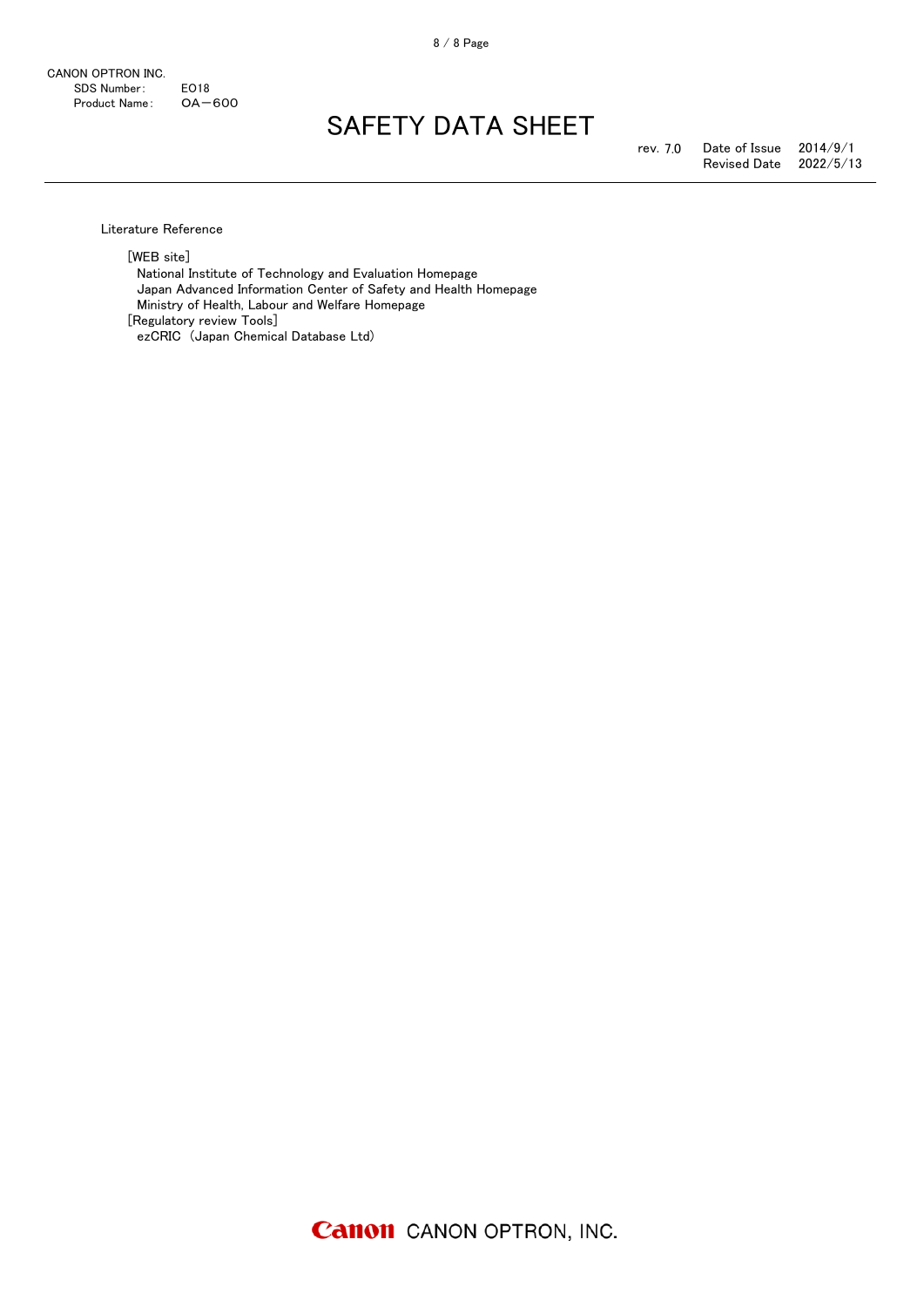Literature Reference

[WEB site]
National Institute of Technology and Evaluation Homepage
Japan Advanced Information Center of Safety and Health Homepage
Ministry of Health, Labour and Welfare Homepage

[Regulatory review Tools]
ezCRIC（Japan Chemical Database Ltd）